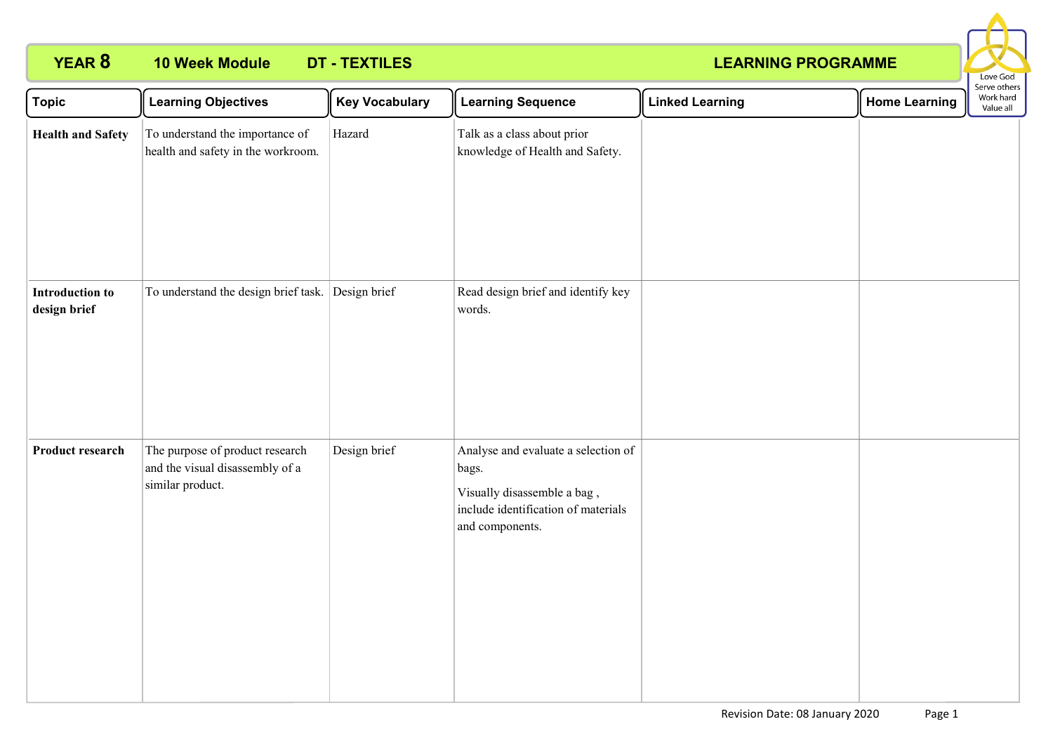# YEAR 8 10 Week Module DT - TEXTILES LEARNING PROGRAMME

Love God
Serve others
Work hard
Value all

| Topic | Learning Objectives | Key Vocabulary | Learning Sequence | Linked Learning | Home Learning |
|---|---|---|---|---|---|
| **Health and Safety** | To understand the importance of health and safety in the workroom. | Hazard | Talk as a class about prior knowledge of Health and Safety. | | |
| **Introduction to design brief** | To understand the design brief task. | Design brief | Read design brief and identify key words. | | |
| **Product research** | The purpose of product research and the visual disassembly of a similar product. | Design brief | Analyse and evaluate a selection of bags.<br><br>Visually disassemble a bag , include identification of materials and components. | | |

Revision Date: 08 January 2020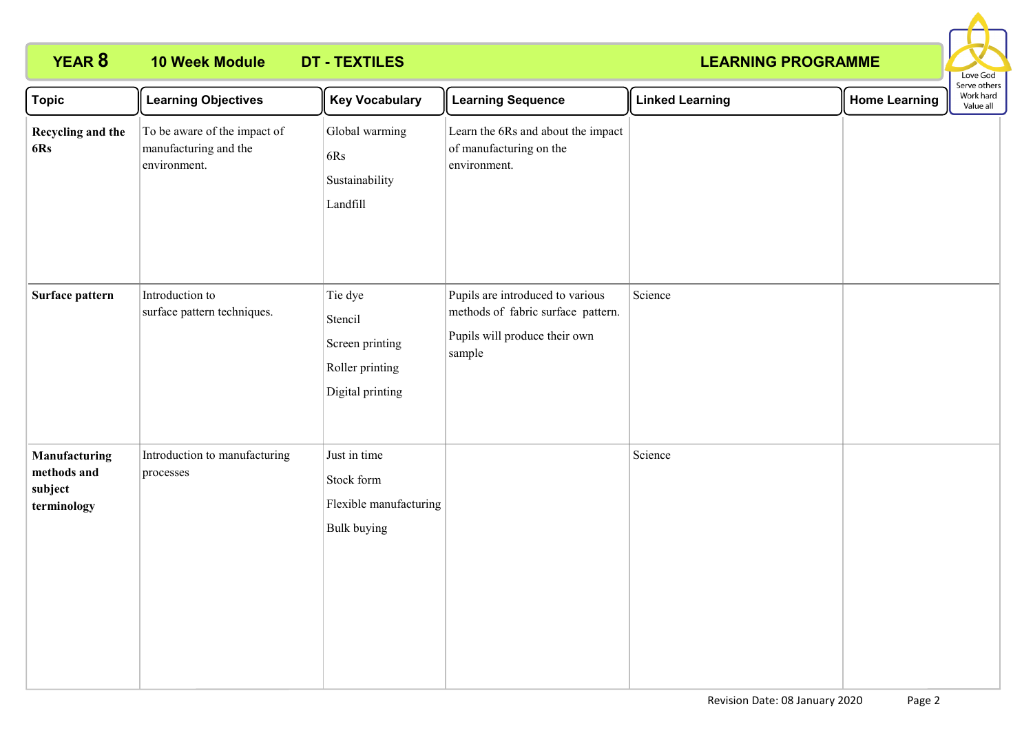**YEAR 8** **10 Week Module** **DT - TEXTILES** **LEARNING PROGRAMME**

Love God
Serve others
Work hard
Value all

| Topic | Learning Objectives | Key Vocabulary | Learning Sequence | Linked Learning | Home Learning |
|---|---|---|---|---|---|
| **Recycling and the 6Rs** | To be aware of the impact of manufacturing and the environment. | Global warming<br>6Rs<br>Sustainability<br>Landfill | Learn the 6Rs and about the impact of manufacturing on the environment. | | |
| **Surface pattern** | Introduction to surface pattern techniques. | Tie dye<br>Stencil<br>Screen printing<br>Roller printing<br>Digital printing | Pupils are introduced to various methods of fabric surface pattern.<br>Pupils will produce their own sample | Science | |
| **Manufacturing methods and subject terminology** | Introduction to manufacturing processes | Just in time<br>Stock form<br>Flexible manufacturing<br>Bulk buying | | Science | |

Revision Date: 08 January 2020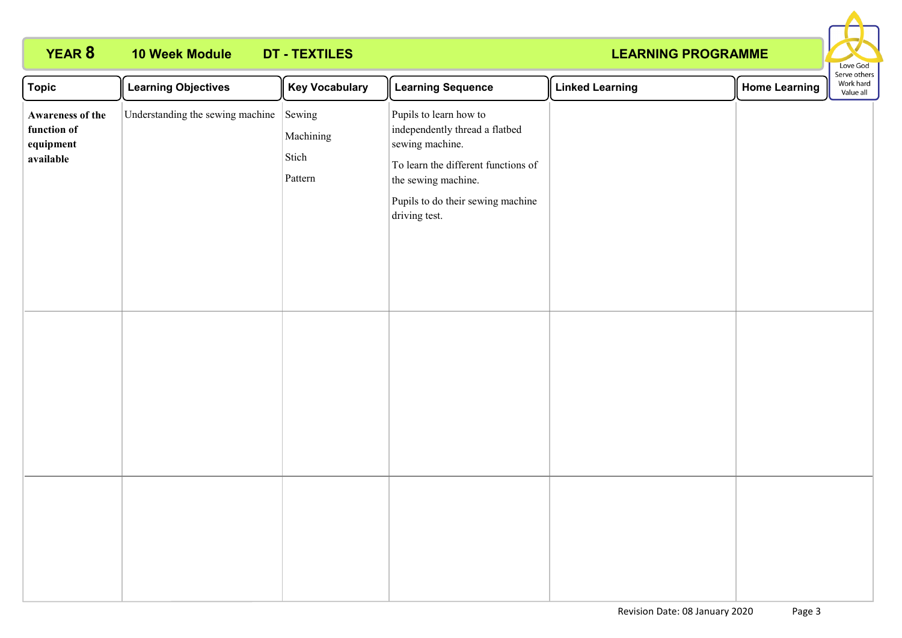# YEAR 8 10 Week Module DT - TEXTILES LEARNING PROGRAMME

Love God
Serve others
Work hard
Value all

| Topic | Learning Objectives | Key Vocabulary | Learning Sequence | Linked Learning | Home Learning |
|---|---|---|---|---|---|
| **Awareness of the function of equipment available** | Understanding the sewing machine | Sewing<br><br>Machining<br><br>Stich<br><br>Pattern | Pupils to learn how to independently thread a flatbed sewing machine.<br><br>To learn the different functions of the sewing machine.<br><br>Pupils to do their sewing machine driving test. | | |
| | | | | | |
| | | | | | |

Revision Date: 08 January 2020